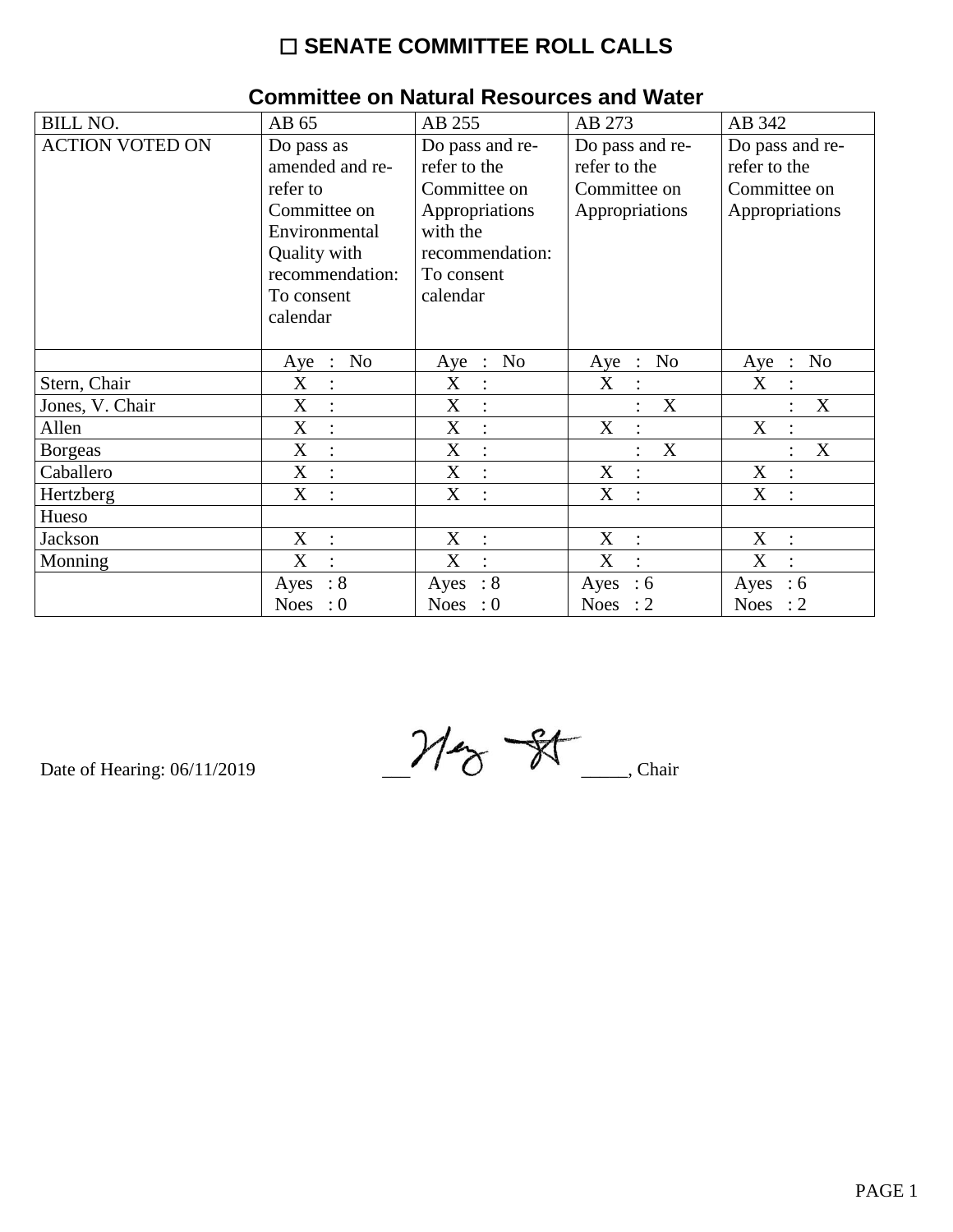# ☐ SENATE COMMITTEE ROLL CALLS

## Committee on Natural Resources and Water

| BILL NO. | AB 65 | AB 255 | AB 273 | AB 342 |
|---|---|---|---|---|
| ACTION VOTED ON | Do pass as amended and re-refer to Committee on Environmental Quality with recommendation: To consent calendar | Do pass and re-refer to the Committee on Appropriations with the recommendation: To consent calendar | Do pass and re-refer to the Committee on Appropriations | Do pass and re-refer to the Committee on Appropriations |
| | Aye : No | Aye : No | Aye : No | Aye : No |
| Stern, Chair | X : | X : | X : | X : |
| Jones, V. Chair | X : | X : | : X | : X |
| Allen | X : | X : | X : | X : |
| Borgeas | X : | X : | : X | : X |
| Caballero | X : | X : | X : | X : |
| Hertzberg | X : | X : | X : | X : |
| Hueso | | | | |
| Jackson | X : | X : | X : | X : |
| Monning | X : | X : | X : | X : |
| | Ayes : 8<br>Noes : 0 | Ayes : 8<br>Noes : 0 | Ayes : 6<br>Noes : 2 | Ayes : 6<br>Noes : 2 |

Date of Hearing: 06/11/2019

___[signature]_____, Chair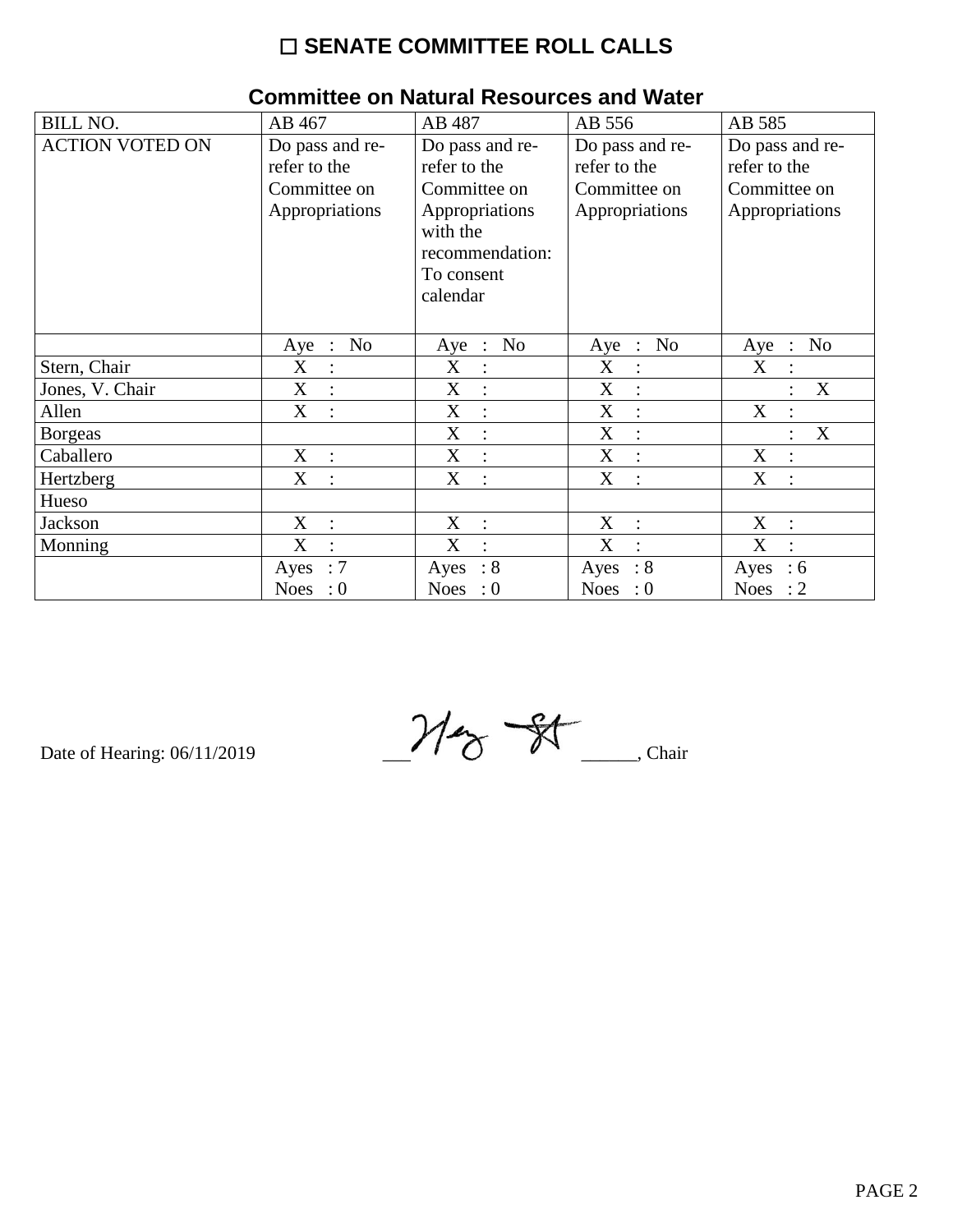# ☐ SENATE COMMITTEE ROLL CALLS

## Committee on Natural Resources and Water

| BILL NO. | AB 467 | AB 487 | AB 556 | AB 585 |
|---|---|---|---|---|
| ACTION VOTED ON | Do pass and re-refer to the Committee on Appropriations | Do pass and re-refer to the Committee on Appropriations with the recommendation: To consent calendar | Do pass and re-refer to the Committee on Appropriations | Do pass and re-refer to the Committee on Appropriations |
| | Aye : No | Aye : No | Aye : No | Aye : No |
| Stern, Chair | X : | X : | X : | X : |
| Jones, V. Chair | X : | X : | X : | : X |
| Allen | X : | X : | X : | X : |
| Borgeas | | X : | X : | : X |
| Caballero | X : | X : | X : | X : |
| Hertzberg | X : | X : | X : | X : |
| Hueso | | | | |
| Jackson | X : | X : | X : | X : |
| Monning | X : | X : | X : | X : |
| | Ayes : 7<br>Noes : 0 | Ayes : 8<br>Noes : 0 | Ayes : 8<br>Noes : 0 | Ayes : 6<br>Noes : 2 |

Date of Hearing: 06/11/2019

___Henry Stern______, Chair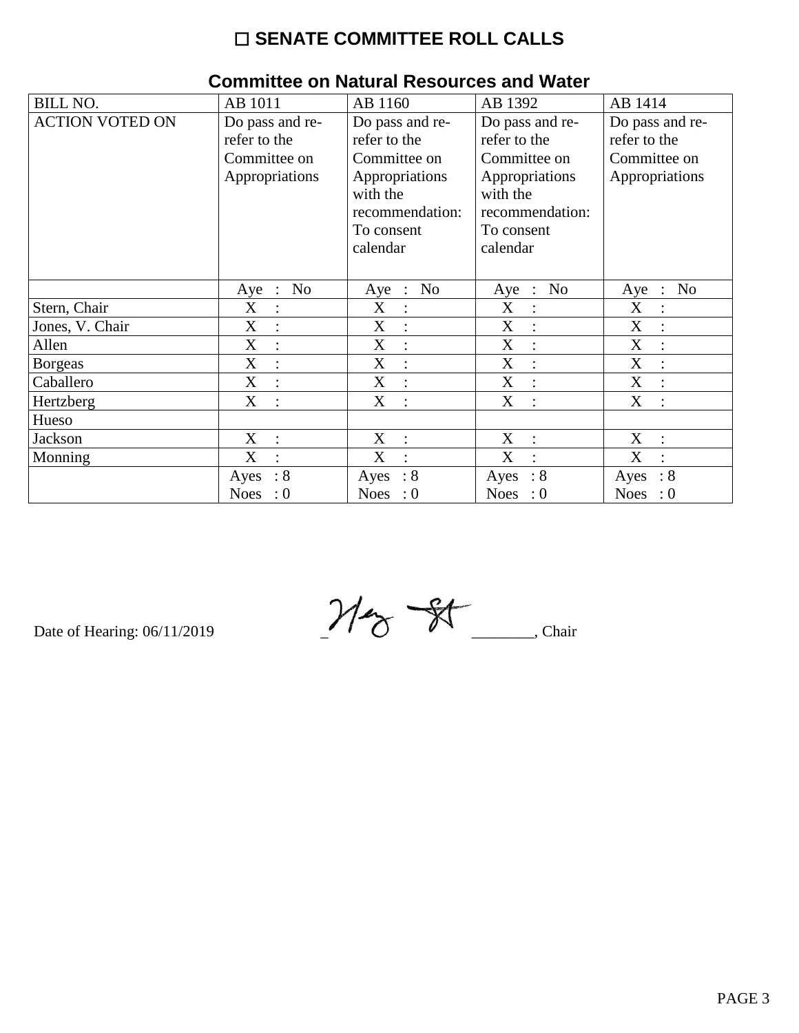# ☐ SENATE COMMITTEE ROLL CALLS

## Committee on Natural Resources and Water

| BILL NO. | AB 1011 | AB 1160 | AB 1392 | AB 1414 |
|---|---|---|---|---|
| ACTION VOTED ON | Do pass and re-refer to the Committee on Appropriations | Do pass and re-refer to the Committee on Appropriations with the recommendation: To consent calendar | Do pass and re-refer to the Committee on Appropriations with the recommendation: To consent calendar | Do pass and re-refer to the Committee on Appropriations |
| | Aye : No | Aye : No | Aye : No | Aye : No |
| Stern, Chair | X : | X : | X : | X : |
| Jones, V. Chair | X : | X : | X : | X : |
| Allen | X : | X : | X : | X : |
| Borgeas | X : | X : | X : | X : |
| Caballero | X : | X : | X : | X : |
| Hertzberg | X : | X : | X : | X : |
| Hueso | | | | |
| Jackson | X : | X : | X : | X : |
| Monning | X : | X : | X : | X : |
| | Ayes : 8 Noes : 0 | Ayes : 8 Noes : 0 | Ayes : 8 Noes : 0 | Ayes : 8 Noes : 0 |

Date of Hearing: 06/11/2019 _________________, Chair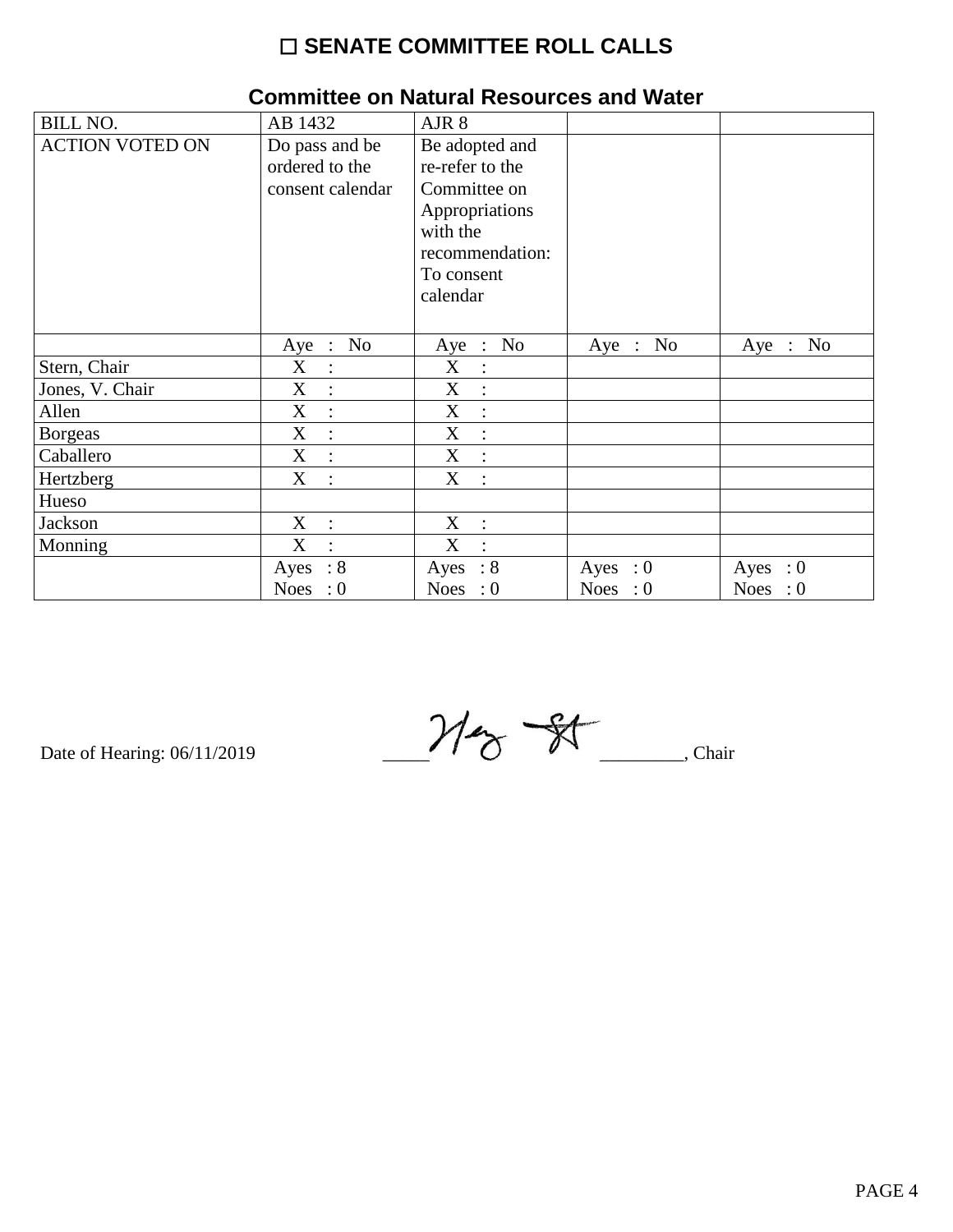# ☐ SENATE COMMITTEE ROLL CALLS

## Committee on Natural Resources and Water

| BILL NO. | AB 1432 | AJR 8 | | |
|---|---|---|---|---|
| ACTION VOTED ON | Do pass and be ordered to the consent calendar | Be adopted and re-refer to the Committee on Appropriations with the recommendation: To consent calendar | | |
| | Aye : No | Aye : No | Aye : No | Aye : No |
| Stern, Chair | X : | X : | | |
| Jones, V. Chair | X : | X : | | |
| Allen | X : | X : | | |
| Borgeas | X : | X : | | |
| Caballero | X : | X : | | |
| Hertzberg | X : | X : | | |
| Hueso | | | | |
| Jackson | X : | X : | | |
| Monning | X : | X : | | |
| | Ayes : 8 Noes : 0 | Ayes : 8 Noes : 0 | Ayes : 0 Noes : 0 | Ayes : 0 Noes : 0 |

Date of Hearing: 06/11/2019

_____[signature]_________, Chair